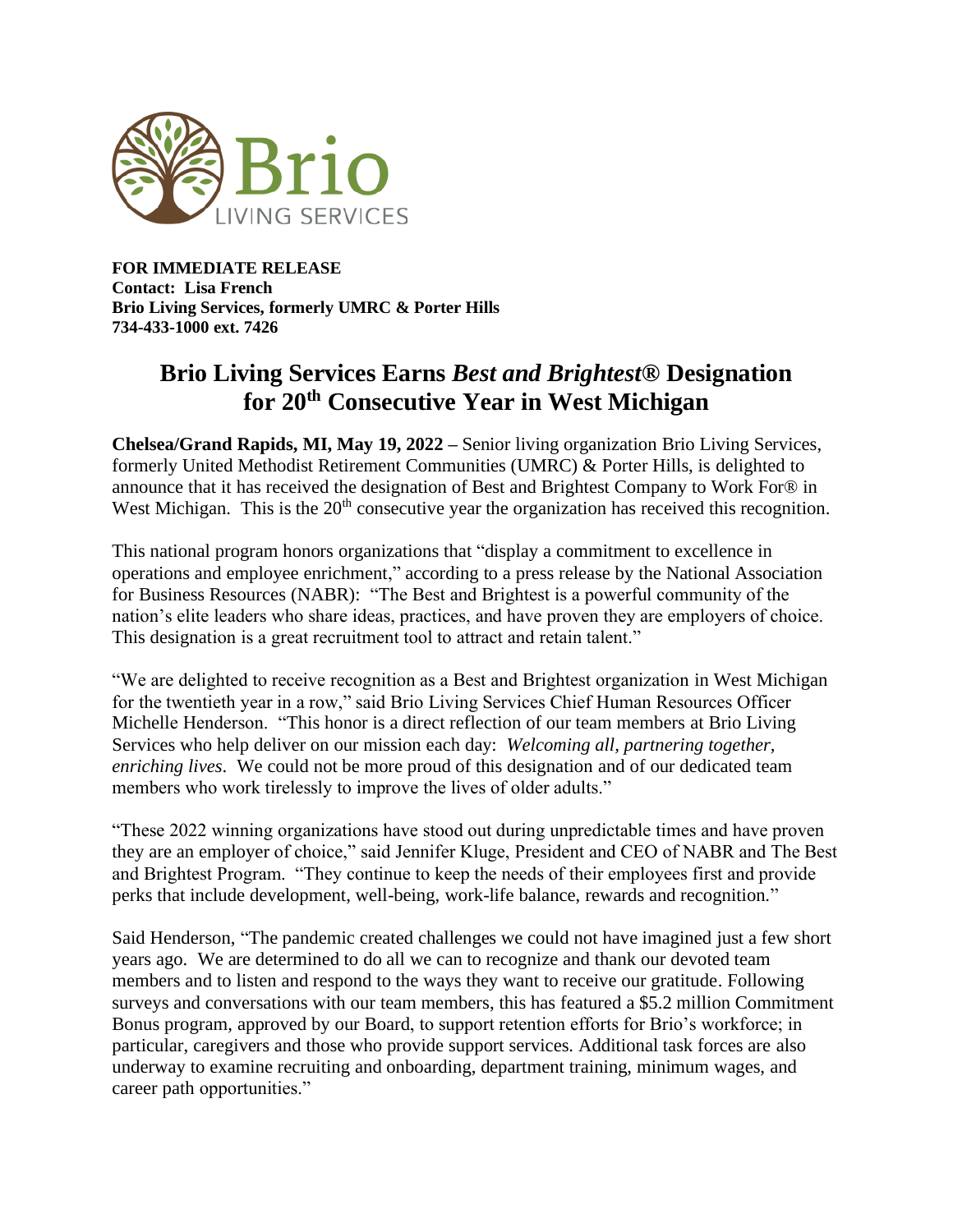**FOR IMMEDIATE RELEASE**
**Contact: Lisa French**
**Brio Living Services, formerly UMRC & Porter Hills**
**734-433-1000 ext. 7426**

# Brio Living Services Earns *Best and Brightest®* Designation for 20th Consecutive Year in West Michigan

**Chelsea/Grand Rapids, MI, May 19, 2022 –** Senior living organization Brio Living Services, formerly United Methodist Retirement Communities (UMRC) & Porter Hills, is delighted to announce that it has received the designation of Best and Brightest Company to Work For® in West Michigan. This is the 20th consecutive year the organization has received this recognition.

This national program honors organizations that "display a commitment to excellence in operations and employee enrichment," according to a press release by the National Association for Business Resources (NABR): "The Best and Brightest is a powerful community of the nation's elite leaders who share ideas, practices, and have proven they are employers of choice. This designation is a great recruitment tool to attract and retain talent."

"We are delighted to receive recognition as a Best and Brightest organization in West Michigan for the twentieth year in a row," said Brio Living Services Chief Human Resources Officer Michelle Henderson. "This honor is a direct reflection of our team members at Brio Living Services who help deliver on our mission each day: *Welcoming all, partnering together, enriching lives*. We could not be more proud of this designation and of our dedicated team members who work tirelessly to improve the lives of older adults."

"These 2022 winning organizations have stood out during unpredictable times and have proven they are an employer of choice," said Jennifer Kluge, President and CEO of NABR and The Best and Brightest Program. "They continue to keep the needs of their employees first and provide perks that include development, well-being, work-life balance, rewards and recognition."

Said Henderson, "The pandemic created challenges we could not have imagined just a few short years ago. We are determined to do all we can to recognize and thank our devoted team members and to listen and respond to the ways they want to receive our gratitude. Following surveys and conversations with our team members, this has featured a $5.2 million Commitment Bonus program, approved by our Board, to support retention efforts for Brio's workforce; in particular, caregivers and those who provide support services. Additional task forces are also underway to examine recruiting and onboarding, department training, minimum wages, and career path opportunities."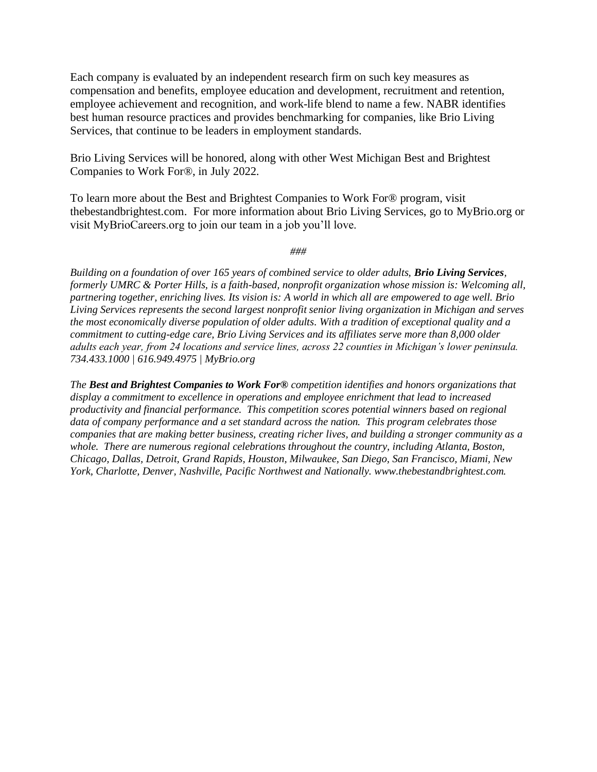Each company is evaluated by an independent research firm on such key measures as compensation and benefits, employee education and development, recruitment and retention, employee achievement and recognition, and work-life blend to name a few. NABR identifies best human resource practices and provides benchmarking for companies, like Brio Living Services, that continue to be leaders in employment standards.

Brio Living Services will be honored, along with other West Michigan Best and Brightest Companies to Work For®, in July 2022.

To learn more about the Best and Brightest Companies to Work For® program, visit thebestandbrightest.com. For more information about Brio Living Services, go to MyBrio.org or visit MyBrioCareers.org to join our team in a job you'll love.

###

*Building on a foundation of over 165 years of combined service to older adults,* ***Brio Living Services****, formerly UMRC & Porter Hills, is a faith-based, nonprofit organization whose mission is: Welcoming all, partnering together, enriching lives. Its vision is: A world in which all are empowered to age well. Brio Living Services represents the second largest nonprofit senior living organization in Michigan and serves the most economically diverse population of older adults. With a tradition of exceptional quality and a commitment to cutting-edge care, Brio Living Services and its affiliates serve more than 8,000 older adults each year, from 24 locations and service lines, across 22 counties in Michigan's lower peninsula. 734.433.1000 | 616.949.4975 | MyBrio.org*

*The* ***Best and Brightest Companies to Work For®*** *competition identifies and honors organizations that display a commitment to excellence in operations and employee enrichment that lead to increased productivity and financial performance. This competition scores potential winners based on regional data of company performance and a set standard across the nation. This program celebrates those companies that are making better business, creating richer lives, and building a stronger community as a whole. There are numerous regional celebrations throughout the country, including Atlanta, Boston, Chicago, Dallas, Detroit, Grand Rapids, Houston, Milwaukee, San Diego, San Francisco, Miami, New York, Charlotte, Denver, Nashville, Pacific Northwest and Nationally. www.thebestandbrightest.com.*